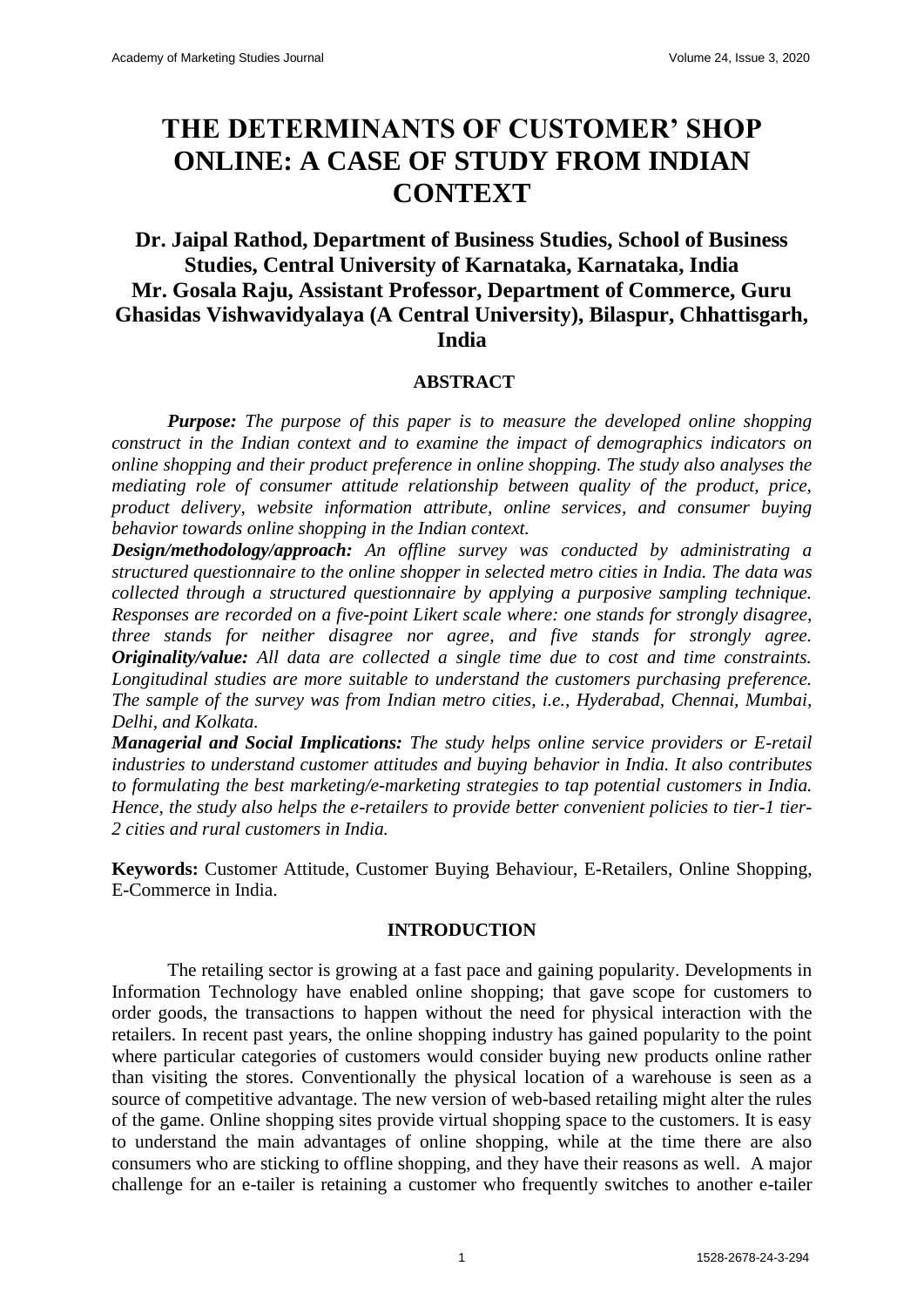# THE DETERMINANTS OF CUSTOMER' SHOP ONLINE: A CASE OF STUDY FROM INDIAN CONTEXT

**Dr. Jaipal Rathod, Department of Business Studies, School of Business Studies, Central University of Karnataka, Karnataka, India**
**Mr. Gosala Raju, Assistant Professor, Department of Commerce, Guru Ghasidas Vishwavidyalaya (A Central University), Bilaspur, Chhattisgarh, India**

## ABSTRACT

***Purpose:*** *The purpose of this paper is to measure the developed online shopping construct in the Indian context and to examine the impact of demographics indicators on online shopping and their product preference in online shopping. The study also analyses the mediating role of consumer attitude relationship between quality of the product, price, product delivery, website information attribute, online services, and consumer buying behavior towards online shopping in the Indian context.*
***Design/methodology/approach:*** *An offline survey was conducted by administrating a structured questionnaire to the online shopper in selected metro cities in India. The data was collected through a structured questionnaire by applying a purposive sampling technique. Responses are recorded on a five-point Likert scale where: one stands for strongly disagree, three stands for neither disagree nor agree, and five stands for strongly agree.*
***Originality/value:*** *All data are collected a single time due to cost and time constraints. Longitudinal studies are more suitable to understand the customers purchasing preference. The sample of the survey was from Indian metro cities, i.e., Hyderabad, Chennai, Mumbai, Delhi, and Kolkata.*
***Managerial and Social Implications:*** *The study helps online service providers or E-retail industries to understand customer attitudes and buying behavior in India. It also contributes to formulating the best marketing/e-marketing strategies to tap potential customers in India. Hence, the study also helps the e-retailers to provide better convenient policies to tier-1 tier-2 cities and rural customers in India.*

**Keywords:** Customer Attitude, Customer Buying Behaviour, E-Retailers, Online Shopping, E-Commerce in India.

## INTRODUCTION

The retailing sector is growing at a fast pace and gaining popularity. Developments in Information Technology have enabled online shopping; that gave scope for customers to order goods, the transactions to happen without the need for physical interaction with the retailers. In recent past years, the online shopping industry has gained popularity to the point where particular categories of customers would consider buying new products online rather than visiting the stores. Conventionally the physical location of a warehouse is seen as a source of competitive advantage. The new version of web-based retailing might alter the rules of the game. Online shopping sites provide virtual shopping space to the customers. It is easy to understand the main advantages of online shopping, while at the time there are also consumers who are sticking to offline shopping, and they have their reasons as well. A major challenge for an e-tailer is retaining a customer who frequently switches to another e-tailer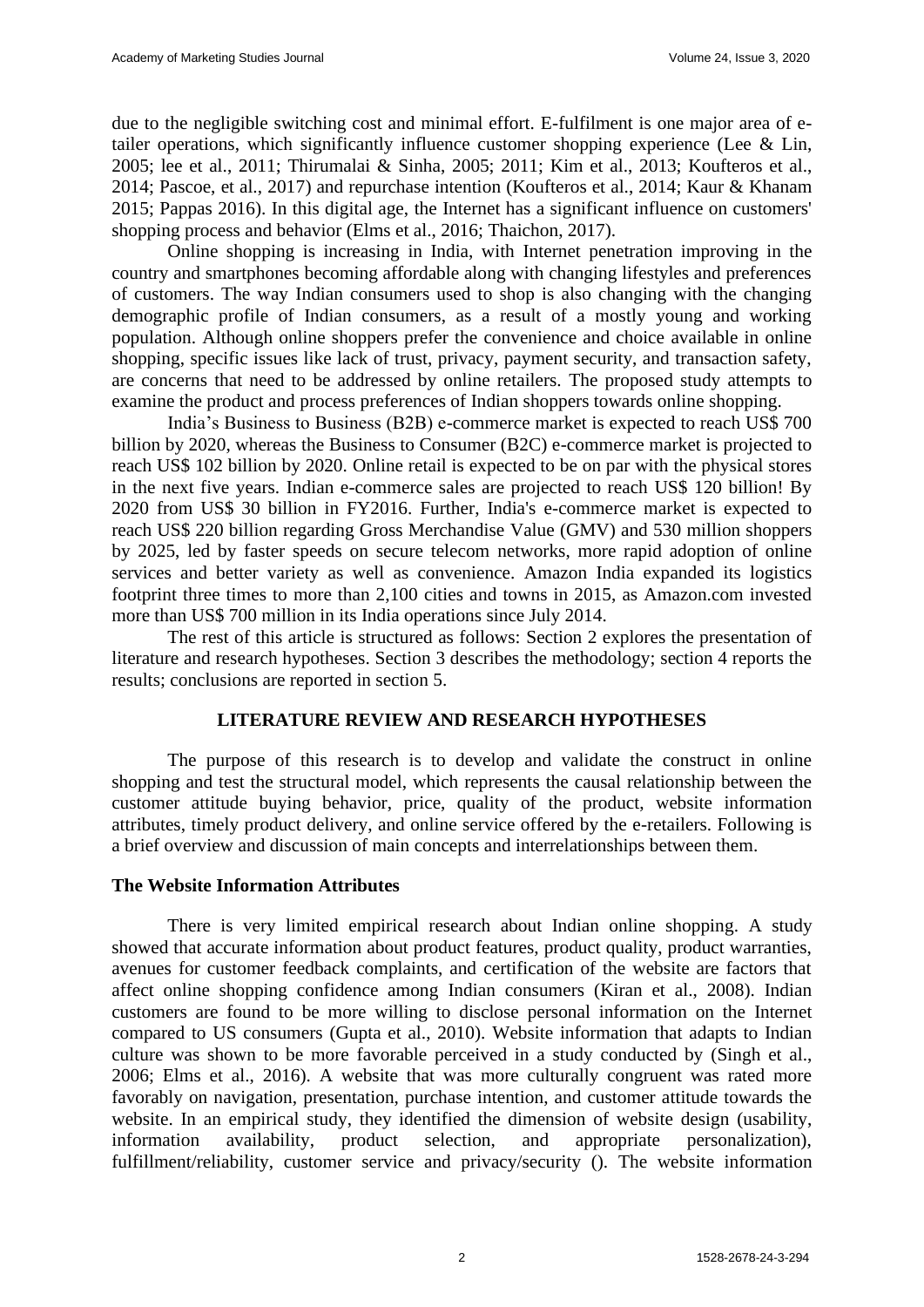due to the negligible switching cost and minimal effort. E-fulfilment is one major area of e-tailer operations, which significantly influence customer shopping experience (Lee & Lin, 2005; lee et al., 2011; Thirumalai & Sinha, 2005; 2011; Kim et al., 2013; Koufteros et al., 2014; Pascoe, et al., 2017) and repurchase intention (Koufteros et al., 2014; Kaur & Khanam 2015; Pappas 2016). In this digital age, the Internet has a significant influence on customers' shopping process and behavior (Elms et al., 2016; Thaichon, 2017).

Online shopping is increasing in India, with Internet penetration improving in the country and smartphones becoming affordable along with changing lifestyles and preferences of customers. The way Indian consumers used to shop is also changing with the changing demographic profile of Indian consumers, as a result of a mostly young and working population. Although online shoppers prefer the convenience and choice available in online shopping, specific issues like lack of trust, privacy, payment security, and transaction safety, are concerns that need to be addressed by online retailers. The proposed study attempts to examine the product and process preferences of Indian shoppers towards online shopping.

India's Business to Business (B2B) e-commerce market is expected to reach US$ 700 billion by 2020, whereas the Business to Consumer (B2C) e-commerce market is projected to reach US$ 102 billion by 2020. Online retail is expected to be on par with the physical stores in the next five years. Indian e-commerce sales are projected to reach US$ 120 billion! By 2020 from US$ 30 billion in FY2016. Further, India's e-commerce market is expected to reach US$ 220 billion regarding Gross Merchandise Value (GMV) and 530 million shoppers by 2025, led by faster speeds on secure telecom networks, more rapid adoption of online services and better variety as well as convenience. Amazon India expanded its logistics footprint three times to more than 2,100 cities and towns in 2015, as Amazon.com invested more than US$ 700 million in its India operations since July 2014.

The rest of this article is structured as follows: Section 2 explores the presentation of literature and research hypotheses. Section 3 describes the methodology; section 4 reports the results; conclusions are reported in section 5.

## LITERATURE REVIEW AND RESEARCH HYPOTHESES

The purpose of this research is to develop and validate the construct in online shopping and test the structural model, which represents the causal relationship between the customer attitude buying behavior, price, quality of the product, website information attributes, timely product delivery, and online service offered by the e-retailers. Following is a brief overview and discussion of main concepts and interrelationships between them.

### The Website Information Attributes

There is very limited empirical research about Indian online shopping. A study showed that accurate information about product features, product quality, product warranties, avenues for customer feedback complaints, and certification of the website are factors that affect online shopping confidence among Indian consumers (Kiran et al., 2008). Indian customers are found to be more willing to disclose personal information on the Internet compared to US consumers (Gupta et al., 2010). Website information that adapts to Indian culture was shown to be more favorable perceived in a study conducted by (Singh et al., 2006; Elms et al., 2016). A website that was more culturally congruent was rated more favorably on navigation, presentation, purchase intention, and customer attitude towards the website. In an empirical study, they identified the dimension of website design (usability, information availability, product selection, and appropriate personalization), fulfillment/reliability, customer service and privacy/security (). The website information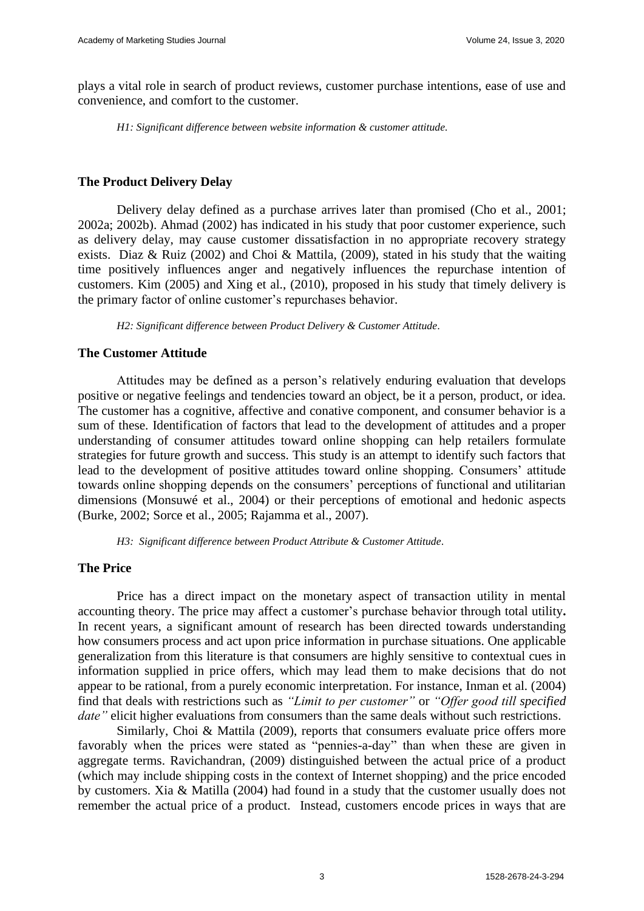plays a vital role in search of product reviews, customer purchase intentions, ease of use and convenience, and comfort to the customer.

*H1: Significant difference between website information & customer attitude.*

### The Product Delivery Delay

Delivery delay defined as a purchase arrives later than promised (Cho et al., 2001; 2002a; 2002b). Ahmad (2002) has indicated in his study that poor customer experience, such as delivery delay, may cause customer dissatisfaction in no appropriate recovery strategy exists. Diaz & Ruiz (2002) and Choi & Mattila, (2009), stated in his study that the waiting time positively influences anger and negatively influences the repurchase intention of customers. Kim (2005) and Xing et al., (2010), proposed in his study that timely delivery is the primary factor of online customer's repurchases behavior.

*H2: Significant difference between Product Delivery & Customer Attitude.*

### The Customer Attitude

Attitudes may be defined as a person's relatively enduring evaluation that develops positive or negative feelings and tendencies toward an object, be it a person, product, or idea. The customer has a cognitive, affective and conative component, and consumer behavior is a sum of these. Identification of factors that lead to the development of attitudes and a proper understanding of consumer attitudes toward online shopping can help retailers formulate strategies for future growth and success. This study is an attempt to identify such factors that lead to the development of positive attitudes toward online shopping. Consumers' attitude towards online shopping depends on the consumers' perceptions of functional and utilitarian dimensions (Monsuwé et al., 2004) or their perceptions of emotional and hedonic aspects (Burke, 2002; Sorce et al., 2005; Rajamma et al., 2007).

*H3: Significant difference between Product Attribute & Customer Attitude.*

### The Price

Price has a direct impact on the monetary aspect of transaction utility in mental accounting theory. The price may affect a customer's purchase behavior through total utility**.** In recent years, a significant amount of research has been directed towards understanding how consumers process and act upon price information in purchase situations. One applicable generalization from this literature is that consumers are highly sensitive to contextual cues in information supplied in price offers, which may lead them to make decisions that do not appear to be rational, from a purely economic interpretation. For instance, Inman et al. (2004) find that deals with restrictions such as *"Limit to per customer"* or *"Offer good till specified date"* elicit higher evaluations from consumers than the same deals without such restrictions.

Similarly, Choi & Mattila (2009), reports that consumers evaluate price offers more favorably when the prices were stated as "pennies-a-day" than when these are given in aggregate terms. Ravichandran, (2009) distinguished between the actual price of a product (which may include shipping costs in the context of Internet shopping) and the price encoded by customers. Xia & Matilla (2004) had found in a study that the customer usually does not remember the actual price of a product. Instead, customers encode prices in ways that are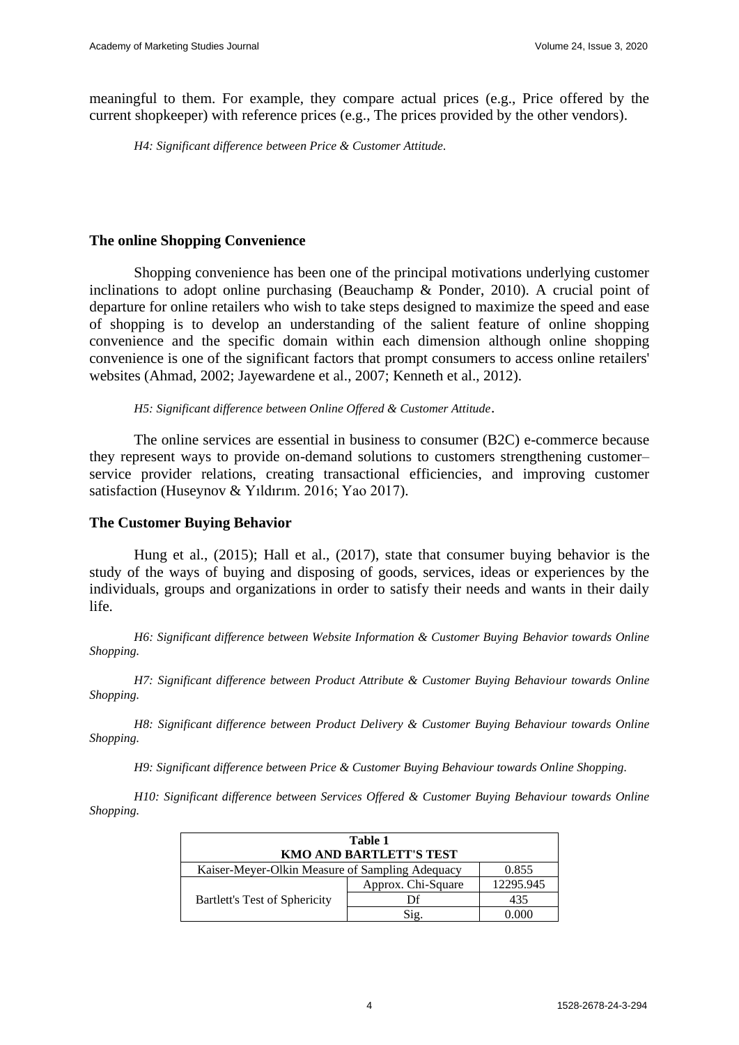meaningful to them. For example, they compare actual prices (e.g., Price offered by the current shopkeeper) with reference prices (e.g., The prices provided by the other vendors).

*H4: Significant difference between Price & Customer Attitude.*

## The online Shopping Convenience

Shopping convenience has been one of the principal motivations underlying customer inclinations to adopt online purchasing (Beauchamp & Ponder, 2010). A crucial point of departure for online retailers who wish to take steps designed to maximize the speed and ease of shopping is to develop an understanding of the salient feature of online shopping convenience and the specific domain within each dimension although online shopping convenience is one of the significant factors that prompt consumers to access online retailers' websites (Ahmad, 2002; Jayewardene et al., 2007; Kenneth et al., 2012).

*H5: Significant difference between Online Offered & Customer Attitude.*

The online services are essential in business to consumer (B2C) e-commerce because they represent ways to provide on-demand solutions to customers strengthening customer–service provider relations, creating transactional efficiencies, and improving customer satisfaction (Huseynov & Yıldırım. 2016; Yao 2017).

## The Customer Buying Behavior

Hung et al., (2015); Hall et al., (2017), state that consumer buying behavior is the study of the ways of buying and disposing of goods, services, ideas or experiences by the individuals, groups and organizations in order to satisfy their needs and wants in their daily life.

*H6: Significant difference between Website Information & Customer Buying Behavior towards Online Shopping.*

*H7: Significant difference between Product Attribute & Customer Buying Behaviour towards Online Shopping.*

*H8: Significant difference between Product Delivery & Customer Buying Behaviour towards Online Shopping.*

*H9: Significant difference between Price & Customer Buying Behaviour towards Online Shopping.*

*H10: Significant difference between Services Offered & Customer Buying Behaviour towards Online Shopping.*

**Table 1**
**KMO AND BARTLETT'S TEST**

| | | |
|---|---|---|
| Kaiser-Meyer-Olkin Measure of Sampling Adequacy | | 0.855 |
| Bartlett's Test of Sphericity | Approx. Chi-Square | 12295.945 |
| | Df | 435 |
| | Sig. | 0.000 |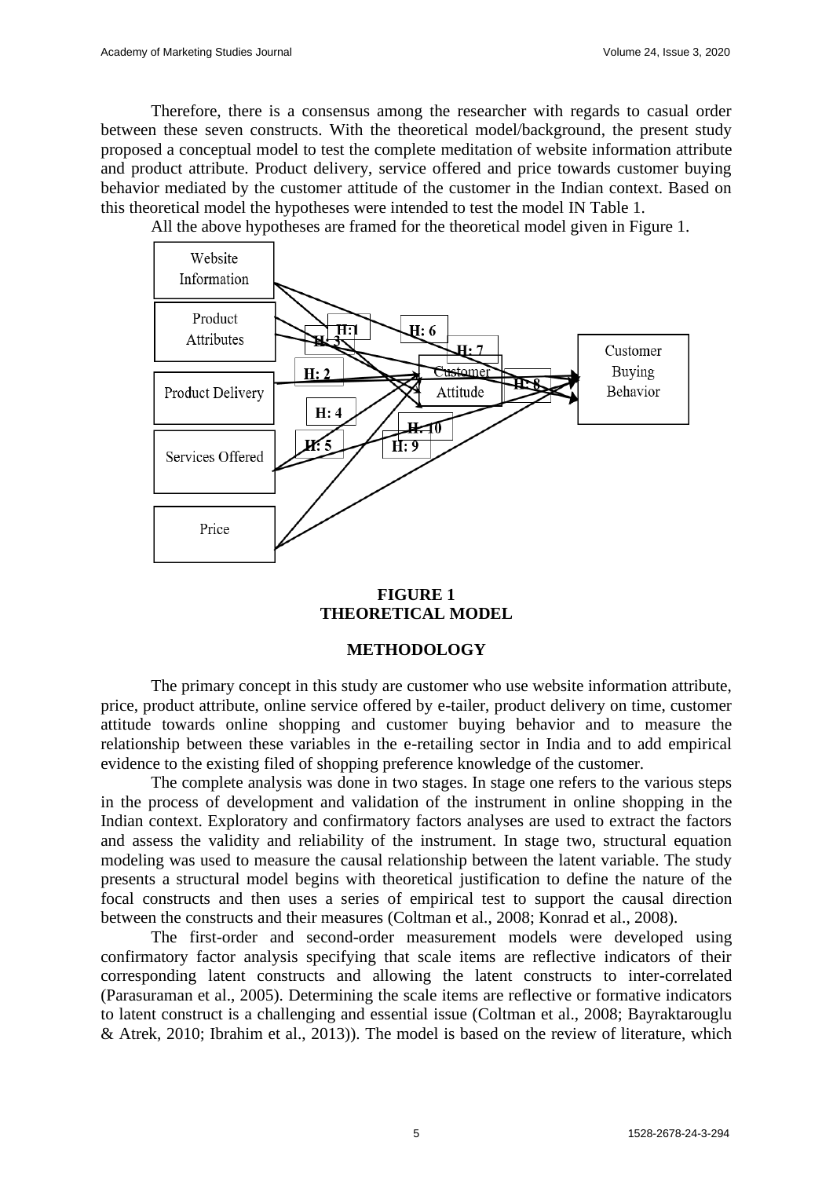Therefore, there is a consensus among the researcher with regards to casual order between these seven constructs. With the theoretical model/background, the present study proposed a conceptual model to test the complete meditation of website information attribute and product attribute. Product delivery, service offered and price towards customer buying behavior mediated by the customer attitude of the customer in the Indian context. Based on this theoretical model the hypotheses were intended to test the model IN Table 1.

All the above hypotheses are framed for the theoretical model given in Figure 1.

Website Information
Product Attributes
Product Delivery
Services Offered
Price
Customer Attitude
Customer Buying Behavior
H:1
H: 2
H: 3
H: 4
H: 5
H: 6
H: 7
H: 8
H: 9
H: 10

**FIGURE 1**
**THEORETICAL MODEL**

## METHODOLOGY

The primary concept in this study are customer who use website information attribute, price, product attribute, online service offered by e-tailer, product delivery on time, customer attitude towards online shopping and customer buying behavior and to measure the relationship between these variables in the e-retailing sector in India and to add empirical evidence to the existing filed of shopping preference knowledge of the customer.

The complete analysis was done in two stages. In stage one refers to the various steps in the process of development and validation of the instrument in online shopping in the Indian context. Exploratory and confirmatory factors analyses are used to extract the factors and assess the validity and reliability of the instrument. In stage two, structural equation modeling was used to measure the causal relationship between the latent variable. The study presents a structural model begins with theoretical justification to define the nature of the focal constructs and then uses a series of empirical test to support the causal direction between the constructs and their measures (Coltman et al., 2008; Konrad et al., 2008).

The first-order and second-order measurement models were developed using confirmatory factor analysis specifying that scale items are reflective indicators of their corresponding latent constructs and allowing the latent constructs to inter-correlated (Parasuraman et al., 2005). Determining the scale items are reflective or formative indicators to latent construct is a challenging and essential issue (Coltman et al., 2008; Bayraktarouglu & Atrek, 2010; Ibrahim et al., 2013)). The model is based on the review of literature, which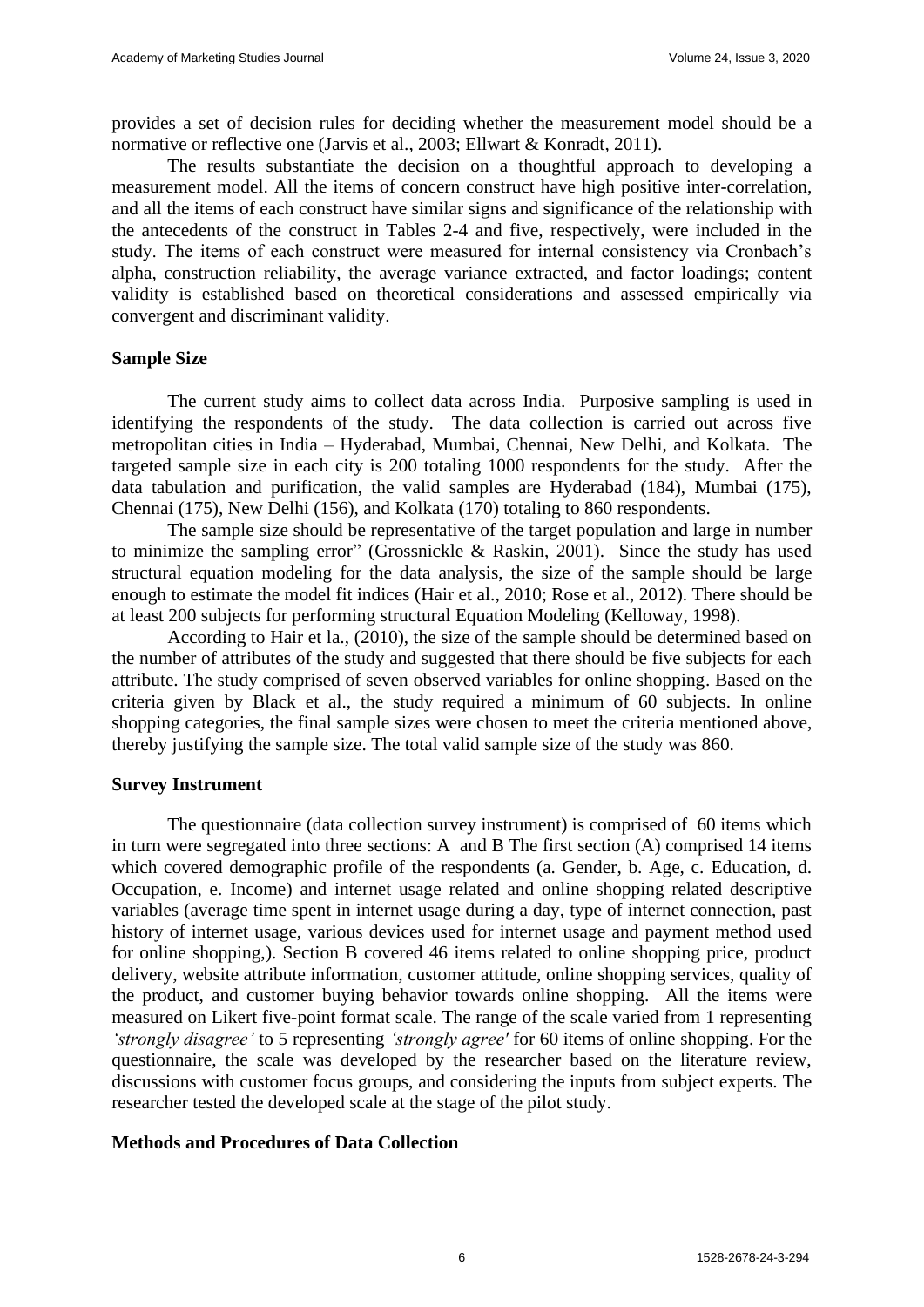provides a set of decision rules for deciding whether the measurement model should be a normative or reflective one (Jarvis et al., 2003; Ellwart & Konradt, 2011).

The results substantiate the decision on a thoughtful approach to developing a measurement model. All the items of concern construct have high positive inter-correlation, and all the items of each construct have similar signs and significance of the relationship with the antecedents of the construct in Tables 2-4 and five, respectively, were included in the study. The items of each construct were measured for internal consistency via Cronbach's alpha, construction reliability, the average variance extracted, and factor loadings; content validity is established based on theoretical considerations and assessed empirically via convergent and discriminant validity.

**Sample Size**

The current study aims to collect data across India. Purposive sampling is used in identifying the respondents of the study. The data collection is carried out across five metropolitan cities in India – Hyderabad, Mumbai, Chennai, New Delhi, and Kolkata. The targeted sample size in each city is 200 totaling 1000 respondents for the study. After the data tabulation and purification, the valid samples are Hyderabad (184), Mumbai (175), Chennai (175), New Delhi (156), and Kolkata (170) totaling to 860 respondents.

The sample size should be representative of the target population and large in number to minimize the sampling error" (Grossnickle & Raskin, 2001). Since the study has used structural equation modeling for the data analysis, the size of the sample should be large enough to estimate the model fit indices (Hair et al., 2010; Rose et al., 2012). There should be at least 200 subjects for performing structural Equation Modeling (Kelloway, 1998).

According to Hair et la., (2010), the size of the sample should be determined based on the number of attributes of the study and suggested that there should be five subjects for each attribute. The study comprised of seven observed variables for online shopping. Based on the criteria given by Black et al., the study required a minimum of 60 subjects. In online shopping categories, the final sample sizes were chosen to meet the criteria mentioned above, thereby justifying the sample size. The total valid sample size of the study was 860.

**Survey Instrument**

The questionnaire (data collection survey instrument) is comprised of 60 items which in turn were segregated into three sections: A and B The first section (A) comprised 14 items which covered demographic profile of the respondents (a. Gender, b. Age, c. Education, d. Occupation, e. Income) and internet usage related and online shopping related descriptive variables (average time spent in internet usage during a day, type of internet connection, past history of internet usage, various devices used for internet usage and payment method used for online shopping,). Section B covered 46 items related to online shopping price, product delivery, website attribute information, customer attitude, online shopping services, quality of the product, and customer buying behavior towards online shopping. All the items were measured on Likert five-point format scale. The range of the scale varied from 1 representing *'strongly disagree'* to 5 representing *'strongly agree'* for 60 items of online shopping. For the questionnaire, the scale was developed by the researcher based on the literature review, discussions with customer focus groups, and considering the inputs from subject experts. The researcher tested the developed scale at the stage of the pilot study.

**Methods and Procedures of Data Collection**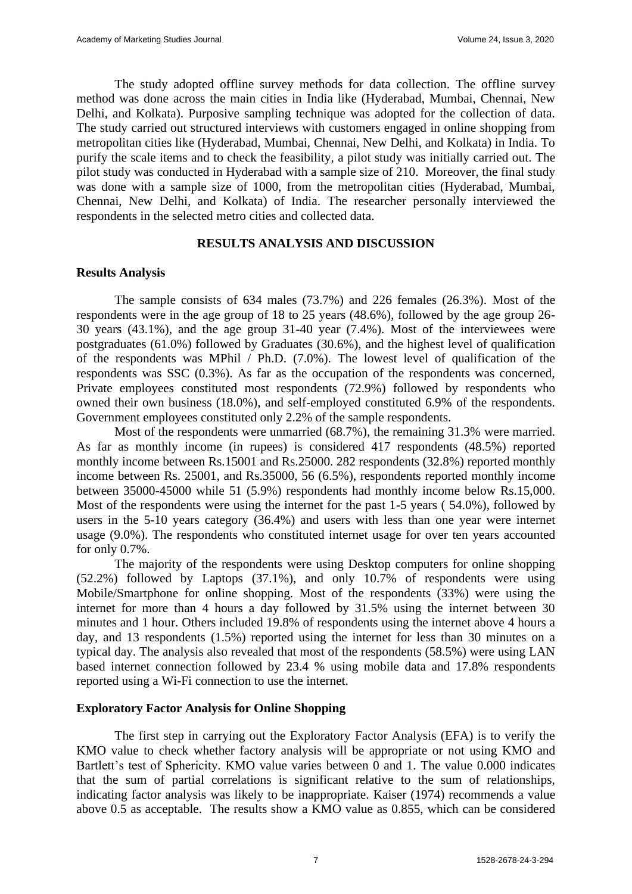The study adopted offline survey methods for data collection. The offline survey method was done across the main cities in India like (Hyderabad, Mumbai, Chennai, New Delhi, and Kolkata). Purposive sampling technique was adopted for the collection of data. The study carried out structured interviews with customers engaged in online shopping from metropolitan cities like (Hyderabad, Mumbai, Chennai, New Delhi, and Kolkata) in India. To purify the scale items and to check the feasibility, a pilot study was initially carried out. The pilot study was conducted in Hyderabad with a sample size of 210. Moreover, the final study was done with a sample size of 1000, from the metropolitan cities (Hyderabad, Mumbai, Chennai, New Delhi, and Kolkata) of India. The researcher personally interviewed the respondents in the selected metro cities and collected data.

## RESULTS ANALYSIS AND DISCUSSION

### Results Analysis

The sample consists of 634 males (73.7%) and 226 females (26.3%). Most of the respondents were in the age group of 18 to 25 years (48.6%), followed by the age group 26-30 years (43.1%), and the age group 31-40 year (7.4%). Most of the interviewees were postgraduates (61.0%) followed by Graduates (30.6%), and the highest level of qualification of the respondents was MPhil / Ph.D. (7.0%). The lowest level of qualification of the respondents was SSC (0.3%). As far as the occupation of the respondents was concerned, Private employees constituted most respondents (72.9%) followed by respondents who owned their own business (18.0%), and self-employed constituted 6.9% of the respondents. Government employees constituted only 2.2% of the sample respondents.

Most of the respondents were unmarried (68.7%), the remaining 31.3% were married. As far as monthly income (in rupees) is considered 417 respondents (48.5%) reported monthly income between Rs.15001 and Rs.25000. 282 respondents (32.8%) reported monthly income between Rs. 25001, and Rs.35000, 56 (6.5%), respondents reported monthly income between 35000-45000 while 51 (5.9%) respondents had monthly income below Rs.15,000. Most of the respondents were using the internet for the past 1-5 years ( 54.0%), followed by users in the 5-10 years category (36.4%) and users with less than one year were internet usage (9.0%). The respondents who constituted internet usage for over ten years accounted for only 0.7%.

The majority of the respondents were using Desktop computers for online shopping (52.2%) followed by Laptops (37.1%), and only 10.7% of respondents were using Mobile/Smartphone for online shopping. Most of the respondents (33%) were using the internet for more than 4 hours a day followed by 31.5% using the internet between 30 minutes and 1 hour. Others included 19.8% of respondents using the internet above 4 hours a day, and 13 respondents (1.5%) reported using the internet for less than 30 minutes on a typical day. The analysis also revealed that most of the respondents (58.5%) were using LAN based internet connection followed by 23.4 % using mobile data and 17.8% respondents reported using a Wi-Fi connection to use the internet.

### Exploratory Factor Analysis for Online Shopping

The first step in carrying out the Exploratory Factor Analysis (EFA) is to verify the KMO value to check whether factory analysis will be appropriate or not using KMO and Bartlett's test of Sphericity. KMO value varies between 0 and 1. The value 0.000 indicates that the sum of partial correlations is significant relative to the sum of relationships, indicating factor analysis was likely to be inappropriate. Kaiser (1974) recommends a value above 0.5 as acceptable. The results show a KMO value as 0.855, which can be considered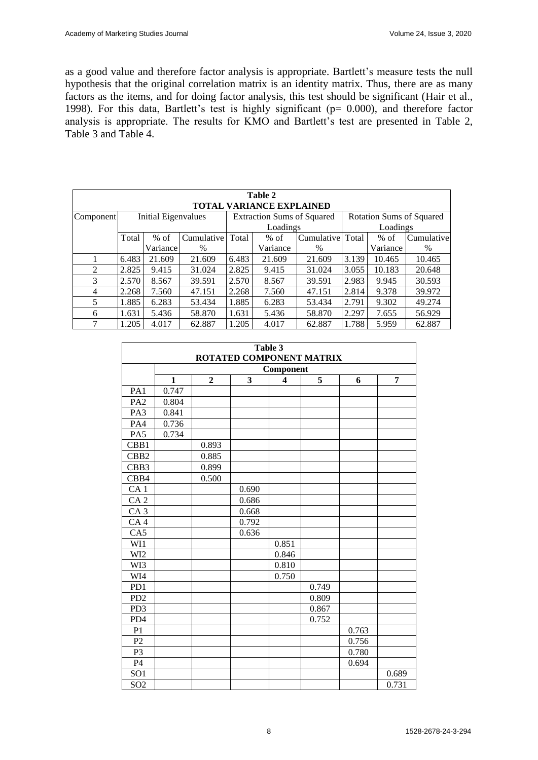as a good value and therefore factor analysis is appropriate. Bartlett's measure tests the null hypothesis that the original correlation matrix is an identity matrix. Thus, there are as many factors as the items, and for doing factor analysis, this test should be significant (Hair et al., 1998). For this data, Bartlett's test is highly significant (p= 0.000), and therefore factor analysis is appropriate. The results for KMO and Bartlett's test are presented in Table 2, Table 3 and Table 4.

**Table 2**
**TOTAL VARIANCE EXPLAINED**

| Component | Initial Eigenvalues | | | Extraction Sums of Squared Loadings | | | Rotation Sums of Squared Loadings | | |
|---|---|---|---|---|---|---|---|---|---|
| | Total | % of Variance | Cumulative % | Total | % of Variance | Cumulative % | Total | % of Variance | Cumulative % |
| 1 | 6.483 | 21.609 | 21.609 | 6.483 | 21.609 | 21.609 | 3.139 | 10.465 | 10.465 |
| 2 | 2.825 | 9.415 | 31.024 | 2.825 | 9.415 | 31.024 | 3.055 | 10.183 | 20.648 |
| 3 | 2.570 | 8.567 | 39.591 | 2.570 | 8.567 | 39.591 | 2.983 | 9.945 | 30.593 |
| 4 | 2.268 | 7.560 | 47.151 | 2.268 | 7.560 | 47.151 | 2.814 | 9.378 | 39.972 |
| 5 | 1.885 | 6.283 | 53.434 | 1.885 | 6.283 | 53.434 | 2.791 | 9.302 | 49.274 |
| 6 | 1.631 | 5.436 | 58.870 | 1.631 | 5.436 | 58.870 | 2.297 | 7.655 | 56.929 |
| 7 | 1.205 | 4.017 | 62.887 | 1.205 | 4.017 | 62.887 | 1.788 | 5.959 | 62.887 |

**Table 3**
**ROTATED COMPONENT MATRIX**

| | Component | | | | | | |
|---|---|---|---|---|---|---|---|
| | **1** | **2** | **3** | **4** | **5** | **6** | **7** |
| PA1 | 0.747 | | | | | | |
| PA2 | 0.804 | | | | | | |
| PA3 | 0.841 | | | | | | |
| PA4 | 0.736 | | | | | | |
| PA5 | 0.734 | | | | | | |
| CBB1 | | 0.893 | | | | | |
| CBB2 | | 0.885 | | | | | |
| CBB3 | | 0.899 | | | | | |
| CBB4 | | 0.500 | | | | | |
| CA 1 | | | 0.690 | | | | |
| CA 2 | | | 0.686 | | | | |
| CA 3 | | | 0.668 | | | | |
| CA 4 | | | 0.792 | | | | |
| CA5 | | | 0.636 | | | | |
| WI1 | | | | 0.851 | | | |
| WI2 | | | | 0.846 | | | |
| WI3 | | | | 0.810 | | | |
| WI4 | | | | 0.750 | | | |
| PD1 | | | | | 0.749 | | |
| PD2 | | | | | 0.809 | | |
| PD3 | | | | | 0.867 | | |
| PD4 | | | | | 0.752 | | |
| P1 | | | | | | 0.763 | |
| P2 | | | | | | 0.756 | |
| P3 | | | | | | 0.780 | |
| P4 | | | | | | 0.694 | |
| SO1 | | | | | | | 0.689 |
| SO2 | | | | | | | 0.731 |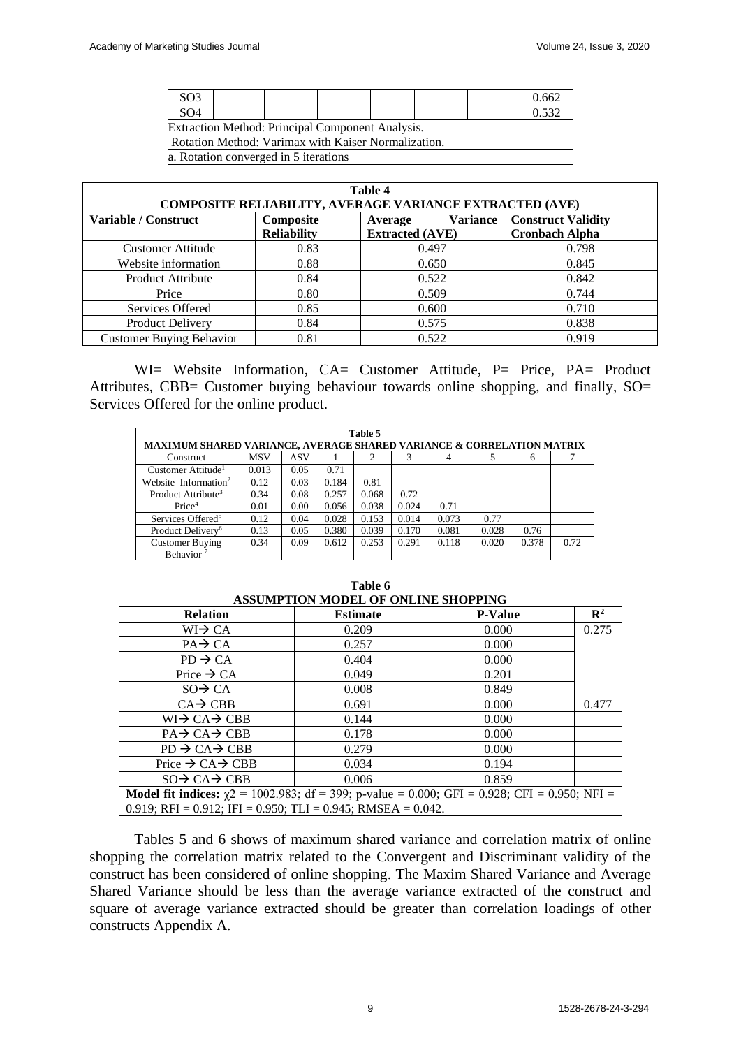| | | | | | | | |
|---|---|---|---|---|---|---|---|
| SO3 | | | | | | | 0.662 |
| SO4 | | | | | | | 0.532 |
| Extraction Method: Principal Component Analysis. | | | | | | | |
| Rotation Method: Varimax with Kaiser Normalization. | | | | | | | |
| a. Rotation converged in 5 iterations | | | | | | | |

**Table 4**
**COMPOSITE RELIABILITY, AVERAGE VARIANCE EXTRACTED (AVE)**

| Variable / Construct | Composite Reliability | Average Variance Extracted (AVE) | Construct Validity Cronbach Alpha |
|---|---|---|---|
| Customer Attitude | 0.83 | 0.497 | 0.798 |
| Website information | 0.88 | 0.650 | 0.845 |
| Product Attribute | 0.84 | 0.522 | 0.842 |
| Price | 0.80 | 0.509 | 0.744 |
| Services Offered | 0.85 | 0.600 | 0.710 |
| Product Delivery | 0.84 | 0.575 | 0.838 |
| Customer Buying Behavior | 0.81 | 0.522 | 0.919 |

WI= Website Information, CA= Customer Attitude, P= Price, PA= Product Attributes, CBB= Customer buying behaviour towards online shopping, and finally, SO= Services Offered for the online product.

**Table 5**
**MAXIMUM SHARED VARIANCE, AVERAGE SHARED VARIANCE & CORRELATION MATRIX**

| Construct | MSV | ASV | 1 | 2 | 3 | 4 | 5 | 6 | 7 |
|---|---|---|---|---|---|---|---|---|---|
| Customer Attitude[1] | 0.013 | 0.05 | 0.71 | | | | | | |
| Website Information[2] | 0.12 | 0.03 | 0.184 | 0.81 | | | | | |
| Product Attribute[3] | 0.34 | 0.08 | 0.257 | 0.068 | 0.72 | | | | |
| Price[4] | 0.01 | 0.00 | 0.056 | 0.038 | 0.024 | 0.71 | | | |
| Services Offered[5] | 0.12 | 0.04 | 0.028 | 0.153 | 0.014 | 0.073 | 0.77 | | |
| Product Delivery[6] | 0.13 | 0.05 | 0.380 | 0.039 | 0.170 | 0.081 | 0.028 | 0.76 | |
| Customer Buying Behavior[7] | 0.34 | 0.09 | 0.612 | 0.253 | 0.291 | 0.118 | 0.020 | 0.378 | 0.72 |

**Table 6**
**ASSUMPTION MODEL OF ONLINE SHOPPING**

| Relation | Estimate | P-Value | $R^2$ |
|---|---|---|---|
| WI→ CA | 0.209 | 0.000 | 0.275 |
| PA→ CA | 0.257 | 0.000 | |
| PD → CA | 0.404 | 0.000 | |
| Price → CA | 0.049 | 0.201 | |
| SO→ CA | 0.008 | 0.849 | |
| CA→ CBB | 0.691 | 0.000 | 0.477 |
| WI→ CA→ CBB | 0.144 | 0.000 | |
| PA→ CA→ CBB | 0.178 | 0.000 | |
| PD → CA→ CBB | 0.279 | 0.000 | |
| Price → CA→ CBB | 0.034 | 0.194 | |
| SO→ CA→ CBB | 0.006 | 0.859 | |
| **Model fit indices:** $\chi2$ = 1002.983; df = 399; p-value = 0.000; GFI = 0.928; CFI = 0.950; NFI = 0.919; RFI = 0.912; IFI = 0.950; TLI = 0.945; RMSEA = 0.042. | | | |

Tables 5 and 6 shows of maximum shared variance and correlation matrix of online shopping the correlation matrix related to the Convergent and Discriminant validity of the construct has been considered of online shopping. The Maxim Shared Variance and Average Shared Variance should be less than the average variance extracted of the construct and square of average variance extracted should be greater than correlation loadings of other constructs Appendix A.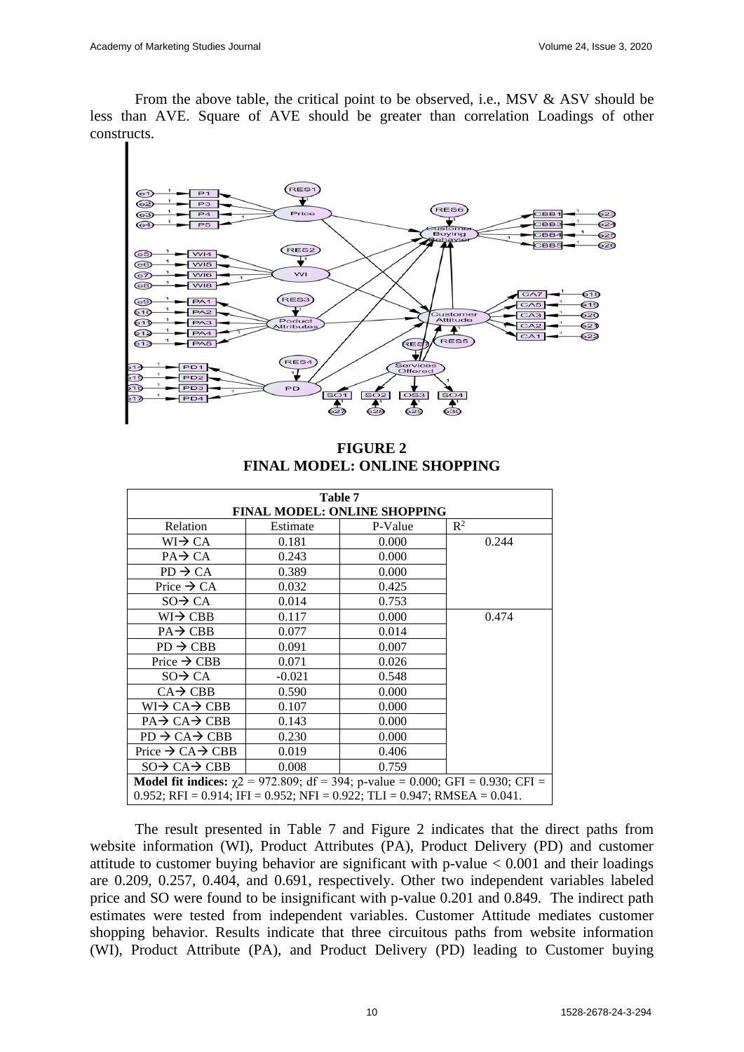From the above table, the critical point to be observed, i.e., MSV & ASV should be less than AVE. Square of AVE should be greater than correlation Loadings of other constructs.

e1 P1
e2 P3
e3 P4
e4 P5
RES1
Price
RES6
Customer Buying Behavior
CBB1 e23
CBB3 e24
CBB4 e25
CBB5 e26
e5 WI4
e6 WI5
e7 WI6
e8 WI8
RES2
WI
e9 PA1
e10 PA2
e11 PA3
e12 PA4
e13 PA5
RES3
Poduct Attributes
Customer Attitude
CA7 e18
CA5 e19
CA3 e20
CA2 e21
CA1 e22
RES5
RES7
RES4
e14 PD1
e15 PD2
e16 PD3
e17 PD4
PD
Services Offered
SO1 SO2 OS3 SO4
e27 e28 e29 e30
1

**FIGURE 2**
**FINAL MODEL: ONLINE SHOPPING**

| Relation | Estimate | P-Value | $R^2$ |
|---|---|---|---|
| WI→ CA | 0.181 | 0.000 | 0.244 |
| PA→ CA | 0.243 | 0.000 | |
| PD → CA | 0.389 | 0.000 | |
| Price → CA | 0.032 | 0.425 | |
| SO→ CA | 0.014 | 0.753 | |
| WI→ CBB | 0.117 | 0.000 | 0.474 |
| PA→ CBB | 0.077 | 0.014 | |
| PD → CBB | 0.091 | 0.007 | |
| Price → CBB | 0.071 | 0.026 | |
| SO→ CA | -0.021 | 0.548 | |
| CA→ CBB | 0.590 | 0.000 | |
| WI→ CA→ CBB | 0.107 | 0.000 | |
| PA→ CA→ CBB | 0.143 | 0.000 | |
| PD → CA→ CBB | 0.230 | 0.000 | |
| Price → CA→ CBB | 0.019 | 0.406 | |
| SO→ CA→ CBB | 0.008 | 0.759 | |

Table 7: FINAL MODEL: ONLINE SHOPPING

**Model fit indices:** $\chi 2$ = 972.809; df = 394; p-value = 0.000; GFI = 0.930; CFI = 0.952; RFI = 0.914; IFI = 0.952; NFI = 0.922; TLI = 0.947; RMSEA = 0.041.

The result presented in Table 7 and Figure 2 indicates that the direct paths from website information (WI), Product Attributes (PA), Product Delivery (PD) and customer attitude to customer buying behavior are significant with p-value < 0.001 and their loadings are 0.209, 0.257, 0.404, and 0.691, respectively. Other two independent variables labeled price and SO were found to be insignificant with p-value 0.201 and 0.849. The indirect path estimates were tested from independent variables. Customer Attitude mediates customer shopping behavior. Results indicate that three circuitous paths from website information (WI), Product Attribute (PA), and Product Delivery (PD) leading to Customer buying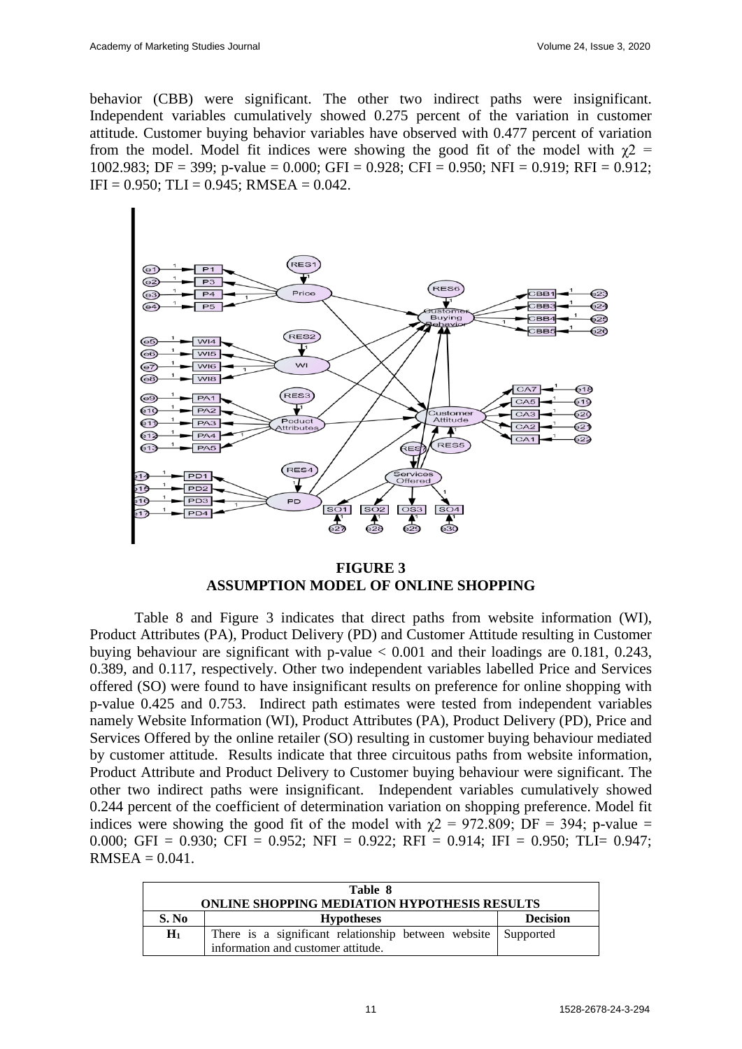behavior (CBB) were significant. The other two indirect paths were insignificant. Independent variables cumulatively showed 0.275 percent of the variation in customer attitude. Customer buying behavior variables have observed with 0.477 percent of variation from the model. Model fit indices were showing the good fit of the model with $\chi2$ = 1002.983; DF = 399; p-value = 0.000; GFI = 0.928; CFI = 0.950; NFI = 0.919; RFI = 0.912; IFI = 0.950; TLI = 0.945; RMSEA = 0.042.

RES1
Price
P1
P3
P4
P5
RES6
Customer Buying Behavior
CBB1
CBB3
CBB4
CBB5
RES2
WI
WI4
WI5
WI6
WI8
RES3
Poduct Attributes
PA1
PA2
PA3
PA4
PA5
Customer Attitude
CA7
CA5
CA3
CA2
CA1
RES5
RES7
RES4
PD
PD1
PD2
PD3
PD4
Services Offered
SO1
SO2
OS3
SO4

**FIGURE 3**
**ASSUMPTION MODEL OF ONLINE SHOPPING**

Table 8 and Figure 3 indicates that direct paths from website information (WI), Product Attributes (PA), Product Delivery (PD) and Customer Attitude resulting in Customer buying behaviour are significant with p-value < 0.001 and their loadings are 0.181, 0.243, 0.389, and 0.117, respectively. Other two independent variables labelled Price and Services offered (SO) were found to have insignificant results on preference for online shopping with p-value 0.425 and 0.753. Indirect path estimates were tested from independent variables namely Website Information (WI), Product Attributes (PA), Product Delivery (PD), Price and Services Offered by the online retailer (SO) resulting in customer buying behaviour mediated by customer attitude. Results indicate that three circuitous paths from website information, Product Attribute and Product Delivery to Customer buying behaviour were significant. The other two indirect paths were insignificant. Independent variables cumulatively showed 0.244 percent of the coefficient of determination variation on shopping preference. Model fit indices were showing the good fit of the model with $\chi2$ = 972.809; DF = 394; p-value = 0.000; GFI = 0.930; CFI = 0.952; NFI = 0.922; RFI = 0.914; IFI = 0.950; TLI= 0.947; RMSEA = 0.041.

**Table 8**
**ONLINE SHOPPING MEDIATION HYPOTHESIS RESULTS**

| S. No | Hypotheses | Decision |
|---|---|---|
| $H_1$ | There is a significant relationship between website information and customer attitude. | Supported |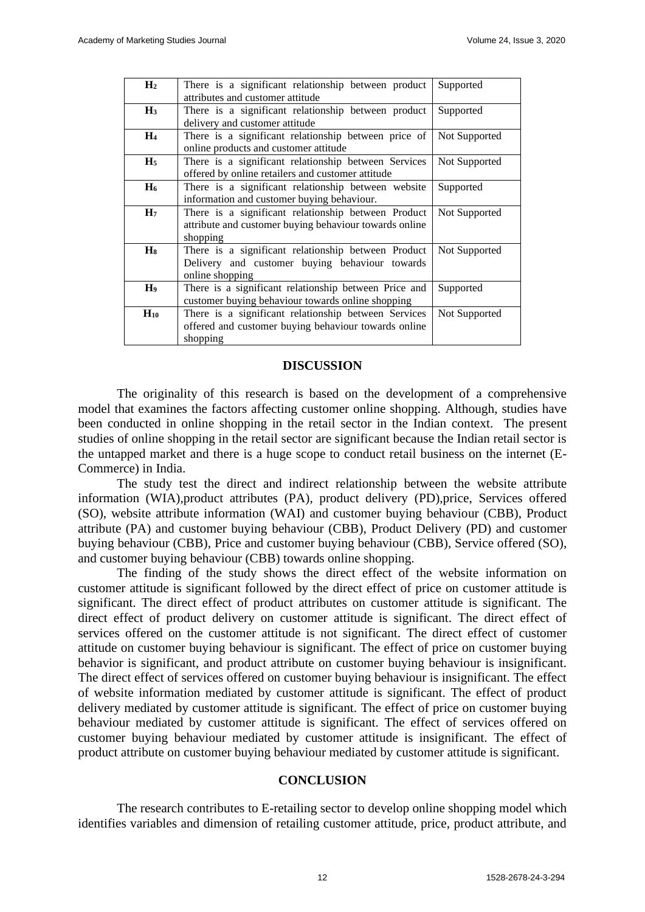| | | |
|---|---|---|
| $H_2$ | There is a significant relationship between product attributes and customer attitude | Supported |
| $H_3$ | There is a significant relationship between product delivery and customer attitude | Supported |
| $H_4$ | There is a significant relationship between price of online products and customer attitude | Not Supported |
| $H_5$ | There is a significant relationship between Services offered by online retailers and customer attitude | Not Supported |
| $H_6$ | There is a significant relationship between website information and customer buying behaviour. | Supported |
| $H_7$ | There is a significant relationship between Product attribute and customer buying behaviour towards online shopping | Not Supported |
| $H_8$ | There is a significant relationship between Product Delivery and customer buying behaviour towards online shopping | Not Supported |
| $H_9$ | There is a significant relationship between Price and customer buying behaviour towards online shopping | Supported |
| $H_{10}$ | There is a significant relationship between Services offered and customer buying behaviour towards online shopping | Not Supported |

## DISCUSSION

The originality of this research is based on the development of a comprehensive model that examines the factors affecting customer online shopping. Although, studies have been conducted in online shopping in the retail sector in the Indian context. The present studies of online shopping in the retail sector are significant because the Indian retail sector is the untapped market and there is a huge scope to conduct retail business on the internet (E-Commerce) in India.

The study test the direct and indirect relationship between the website attribute information (WIA),product attributes (PA), product delivery (PD),price, Services offered (SO), website attribute information (WAI) and customer buying behaviour (CBB), Product attribute (PA) and customer buying behaviour (CBB), Product Delivery (PD) and customer buying behaviour (CBB), Price and customer buying behaviour (CBB), Service offered (SO), and customer buying behaviour (CBB) towards online shopping.

The finding of the study shows the direct effect of the website information on customer attitude is significant followed by the direct effect of price on customer attitude is significant. The direct effect of product attributes on customer attitude is significant. The direct effect of product delivery on customer attitude is significant. The direct effect of services offered on the customer attitude is not significant. The direct effect of customer attitude on customer buying behaviour is significant. The effect of price on customer buying behavior is significant, and product attribute on customer buying behaviour is insignificant. The direct effect of services offered on customer buying behaviour is insignificant. The effect of website information mediated by customer attitude is significant. The effect of product delivery mediated by customer attitude is significant. The effect of price on customer buying behaviour mediated by customer attitude is significant. The effect of services offered on customer buying behaviour mediated by customer attitude is insignificant. The effect of product attribute on customer buying behaviour mediated by customer attitude is significant.

## CONCLUSION

The research contributes to E-retailing sector to develop online shopping model which identifies variables and dimension of retailing customer attitude, price, product attribute, and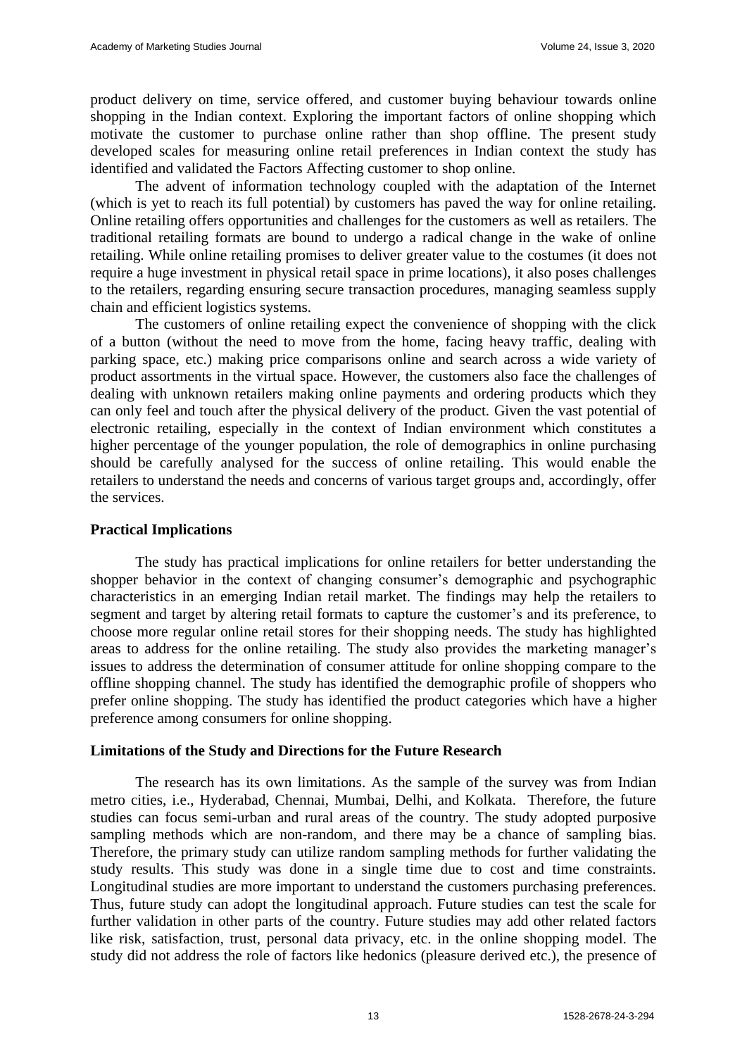product delivery on time, service offered, and customer buying behaviour towards online shopping in the Indian context. Exploring the important factors of online shopping which motivate the customer to purchase online rather than shop offline. The present study developed scales for measuring online retail preferences in Indian context the study has identified and validated the Factors Affecting customer to shop online.

The advent of information technology coupled with the adaptation of the Internet (which is yet to reach its full potential) by customers has paved the way for online retailing. Online retailing offers opportunities and challenges for the customers as well as retailers. The traditional retailing formats are bound to undergo a radical change in the wake of online retailing. While online retailing promises to deliver greater value to the costumes (it does not require a huge investment in physical retail space in prime locations), it also poses challenges to the retailers, regarding ensuring secure transaction procedures, managing seamless supply chain and efficient logistics systems.

The customers of online retailing expect the convenience of shopping with the click of a button (without the need to move from the home, facing heavy traffic, dealing with parking space, etc.) making price comparisons online and search across a wide variety of product assortments in the virtual space. However, the customers also face the challenges of dealing with unknown retailers making online payments and ordering products which they can only feel and touch after the physical delivery of the product. Given the vast potential of electronic retailing, especially in the context of Indian environment which constitutes a higher percentage of the younger population, the role of demographics in online purchasing should be carefully analysed for the success of online retailing. This would enable the retailers to understand the needs and concerns of various target groups and, accordingly, offer the services.

## Practical Implications

The study has practical implications for online retailers for better understanding the shopper behavior in the context of changing consumer's demographic and psychographic characteristics in an emerging Indian retail market. The findings may help the retailers to segment and target by altering retail formats to capture the customer's and its preference, to choose more regular online retail stores for their shopping needs. The study has highlighted areas to address for the online retailing. The study also provides the marketing manager's issues to address the determination of consumer attitude for online shopping compare to the offline shopping channel. The study has identified the demographic profile of shoppers who prefer online shopping. The study has identified the product categories which have a higher preference among consumers for online shopping.

## Limitations of the Study and Directions for the Future Research

The research has its own limitations. As the sample of the survey was from Indian metro cities, i.e., Hyderabad, Chennai, Mumbai, Delhi, and Kolkata. Therefore, the future studies can focus semi-urban and rural areas of the country. The study adopted purposive sampling methods which are non-random, and there may be a chance of sampling bias. Therefore, the primary study can utilize random sampling methods for further validating the study results. This study was done in a single time due to cost and time constraints. Longitudinal studies are more important to understand the customers purchasing preferences. Thus, future study can adopt the longitudinal approach. Future studies can test the scale for further validation in other parts of the country. Future studies may add other related factors like risk, satisfaction, trust, personal data privacy, etc. in the online shopping model. The study did not address the role of factors like hedonics (pleasure derived etc.), the presence of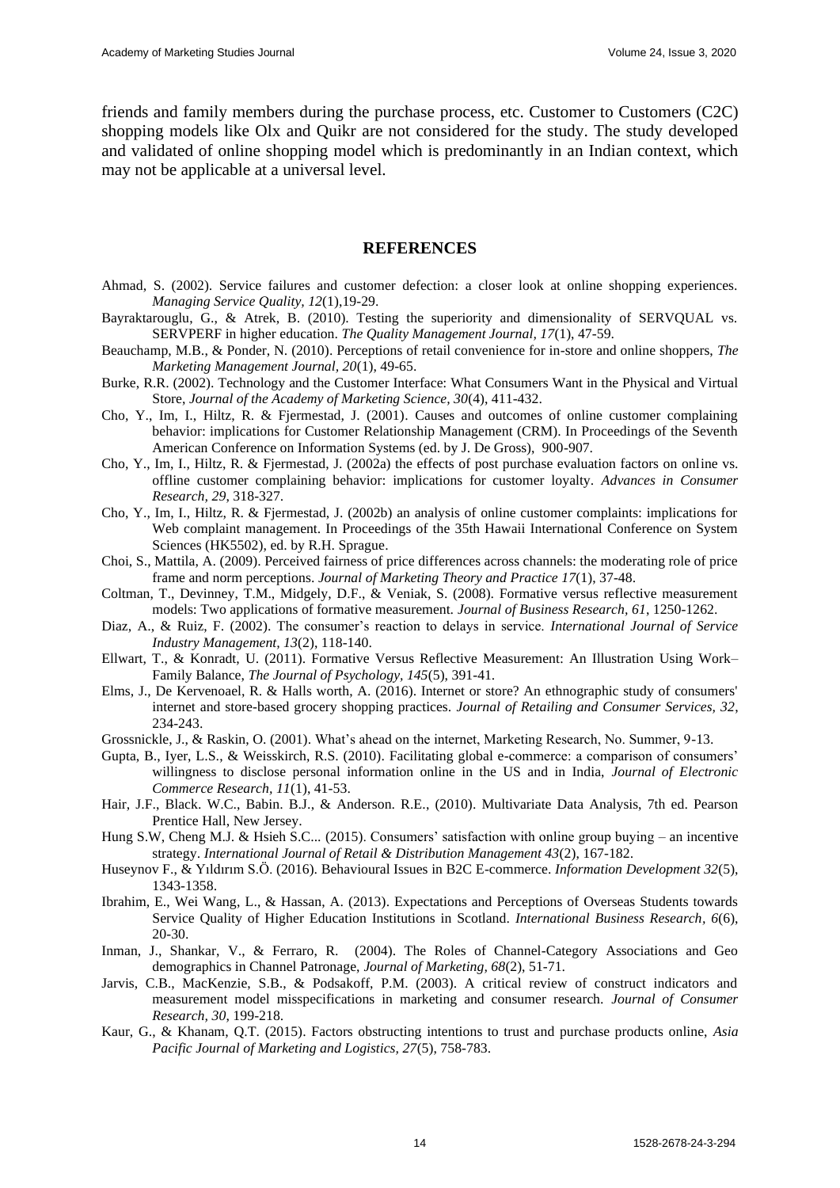friends and family members during the purchase process, etc. Customer to Customers (C2C) shopping models like Olx and Quikr are not considered for the study. The study developed and validated of online shopping model which is predominantly in an Indian context, which may not be applicable at a universal level.

## REFERENCES

Ahmad, S. (2002). Service failures and customer defection: a closer look at online shopping experiences. *Managing Service Quality, 12*(1),19-29.

Bayraktarouglu, G., & Atrek, B. (2010). Testing the superiority and dimensionality of SERVQUAL vs. SERVPERF in higher education. *The Quality Management Journal, 17*(1), 47-59.

Beauchamp, M.B., & Ponder, N. (2010). Perceptions of retail convenience for in-store and online shoppers, *The Marketing Management Journal, 20*(1), 49-65.

Burke, R.R. (2002). Technology and the Customer Interface: What Consumers Want in the Physical and Virtual Store, *Journal of the Academy of Marketing Science, 30*(4), 411-432.

Cho, Y., Im, I., Hiltz, R. & Fjermestad, J. (2001). Causes and outcomes of online customer complaining behavior: implications for Customer Relationship Management (CRM). In Proceedings of the Seventh American Conference on Information Systems (ed. by J. De Gross), 900-907.

Cho, Y., Im, I., Hiltz, R. & Fjermestad, J. (2002a) the effects of post purchase evaluation factors on online vs. offline customer complaining behavior: implications for customer loyalty. *Advances in Consumer Research, 29*, 318-327.

Cho, Y., Im, I., Hiltz, R. & Fjermestad, J. (2002b) an analysis of online customer complaints: implications for Web complaint management. In Proceedings of the 35th Hawaii International Conference on System Sciences (HK5502), ed. by R.H. Sprague.

Choi, S., Mattila, A. (2009). Perceived fairness of price differences across channels: the moderating role of price frame and norm perceptions. *Journal of Marketing Theory and Practice 17*(1), 37-48.

Coltman, T., Devinney, T.M., Midgely, D.F., & Veniak, S. (2008). Formative versus reflective measurement models: Two applications of formative measurement. *Journal of Business Research, 61*, 1250-1262.

Diaz, A., & Ruiz, F. (2002). The consumer's reaction to delays in service. *International Journal of Service Industry Management, 13*(2), 118-140.

Ellwart, T., & Konradt, U. (2011). Formative Versus Reflective Measurement: An Illustration Using Work–Family Balance, *The Journal of Psychology, 145*(5), 391-41.

Elms, J., De Kervenoael, R. & Halls worth, A. (2016). Internet or store? An ethnographic study of consumers' internet and store-based grocery shopping practices. *Journal of Retailing and Consumer Services, 32*, 234-243.

Grossnickle, J., & Raskin, O. (2001). What's ahead on the internet, Marketing Research, No. Summer, 9-13.

Gupta, B., Iyer, L.S., & Weisskirch, R.S. (2010). Facilitating global e-commerce: a comparison of consumers' willingness to disclose personal information online in the US and in India, *Journal of Electronic Commerce Research, 11*(1), 41-53.

Hair, J.F., Black. W.C., Babin. B.J., & Anderson. R.E., (2010). Multivariate Data Analysis, 7th ed. Pearson Prentice Hall, New Jersey.

Hung S.W, Cheng M.J. & Hsieh S.C... (2015). Consumers' satisfaction with online group buying – an incentive strategy. *International Journal of Retail & Distribution Management 43*(2), 167-182.

Huseynov F., & Yıldırım S.Ö. (2016). Behavioural Issues in B2C E-commerce. *Information Development 32*(5), 1343-1358.

Ibrahim, E., Wei Wang, L., & Hassan, A. (2013). Expectations and Perceptions of Overseas Students towards Service Quality of Higher Education Institutions in Scotland. *International Business Research, 6*(6), 20-30.

Inman, J., Shankar, V., & Ferraro, R. (2004). The Roles of Channel-Category Associations and Geo demographics in Channel Patronage, *Journal of Marketing, 68*(2), 51-71.

Jarvis, C.B., MacKenzie, S.B., & Podsakoff, P.M. (2003). A critical review of construct indicators and measurement model misspecifications in marketing and consumer research. *Journal of Consumer Research, 30*, 199-218.

Kaur, G., & Khanam, Q.T. (2015). Factors obstructing intentions to trust and purchase products online, *Asia Pacific Journal of Marketing and Logistics, 27*(5), 758-783.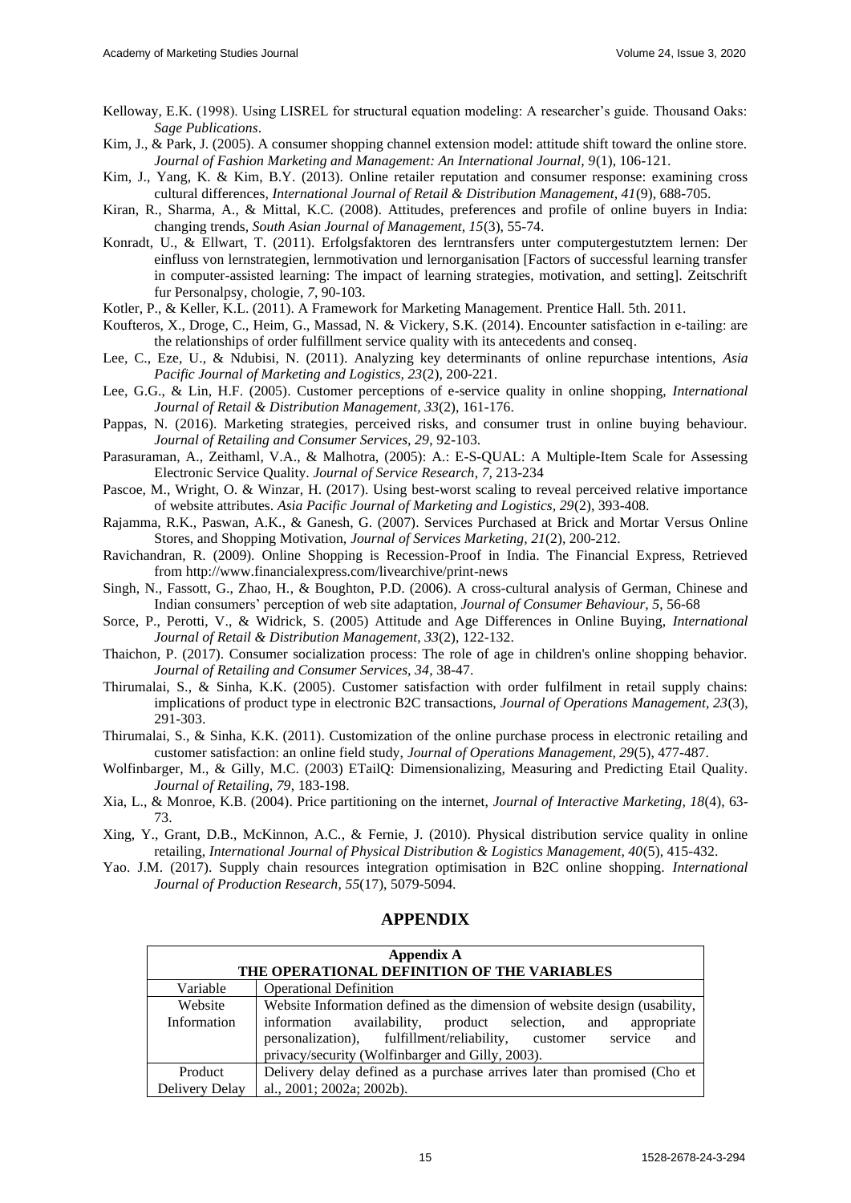Kelloway, E.K. (1998). Using LISREL for structural equation modeling: A researcher's guide. Thousand Oaks: *Sage Publications*.

Kim, J., & Park, J. (2005). A consumer shopping channel extension model: attitude shift toward the online store. *Journal of Fashion Marketing and Management: An International Journal, 9*(1), 106-121.

Kim, J., Yang, K. & Kim, B.Y. (2013). Online retailer reputation and consumer response: examining cross cultural differences, *International Journal of Retail & Distribution Management, 41*(9), 688-705.

Kiran, R., Sharma, A., & Mittal, K.C. (2008). Attitudes, preferences and profile of online buyers in India: changing trends, *South Asian Journal of Management, 15*(3), 55-74.

Konradt, U., & Ellwart, T. (2011). Erfolgsfaktoren des lerntransfers unter computergestutztem lernen: Der einfluss von lernstrategien, lernmotivation und lernorganisation [Factors of successful learning transfer in computer-assisted learning: The impact of learning strategies, motivation, and setting]. Zeitschrift fur Personalpsy, chologie, *7*, 90-103.

Kotler, P., & Keller, K.L. (2011). A Framework for Marketing Management. Prentice Hall. 5th. 2011.

Koufteros, X., Droge, C., Heim, G., Massad, N. & Vickery, S.K. (2014). Encounter satisfaction in e-tailing: are the relationships of order fulfillment service quality with its antecedents and conseq.

Lee, C., Eze, U., & Ndubisi, N. (2011). Analyzing key determinants of online repurchase intentions, *Asia Pacific Journal of Marketing and Logistics, 23*(2), 200-221.

Lee, G.G., & Lin, H.F. (2005). Customer perceptions of e-service quality in online shopping, *International Journal of Retail & Distribution Management, 33*(2), 161-176.

Pappas, N. (2016). Marketing strategies, perceived risks, and consumer trust in online buying behaviour. *Journal of Retailing and Consumer Services, 29*, 92-103.

Parasuraman, A., Zeithaml, V.A., & Malhotra, (2005): A.: E-S-QUAL: A Multiple-Item Scale for Assessing Electronic Service Quality. *Journal of Service Research, 7,* 213-234

Pascoe, M., Wright, O. & Winzar, H. (2017). Using best-worst scaling to reveal perceived relative importance of website attributes. *Asia Pacific Journal of Marketing and Logistics, 29*(2), 393-408.

Rajamma, R.K., Paswan, A.K., & Ganesh, G. (2007). Services Purchased at Brick and Mortar Versus Online Stores, and Shopping Motivation, *Journal of Services Marketing, 21*(2), 200-212.

Ravichandran, R. (2009). Online Shopping is Recession-Proof in India. The Financial Express, Retrieved from http://www.financialexpress.com/livearchive/print-news

Singh, N., Fassott, G., Zhao, H., & Boughton, P.D. (2006). A cross-cultural analysis of German, Chinese and Indian consumers' perception of web site adaptation, *Journal of Consumer Behaviour, 5*, 56-68

Sorce, P., Perotti, V., & Widrick, S. (2005) Attitude and Age Differences in Online Buying, *International Journal of Retail & Distribution Management, 33*(2), 122-132.

Thaichon, P. (2017). Consumer socialization process: The role of age in children's online shopping behavior. *Journal of Retailing and Consumer Services, 34*, 38-47.

Thirumalai, S., & Sinha, K.K. (2005). Customer satisfaction with order fulfilment in retail supply chains: implications of product type in electronic B2C transactions, *Journal of Operations Management, 23*(3), 291-303.

Thirumalai, S., & Sinha, K.K. (2011). Customization of the online purchase process in electronic retailing and customer satisfaction: an online field study, *Journal of Operations Management, 29*(5), 477-487.

Wolfinbarger, M., & Gilly, M.C. (2003) ETailQ: Dimensionalizing, Measuring and Predicting Etail Quality. *Journal of Retailing, 79*, 183-198.

Xia, L., & Monroe, K.B. (2004). Price partitioning on the internet, *Journal of Interactive Marketing, 18*(4), 63-73.

Xing, Y., Grant, D.B., McKinnon, A.C., & Fernie, J. (2010). Physical distribution service quality in online retailing, *International Journal of Physical Distribution & Logistics Management, 40*(5), 415-432.

Yao. J.M. (2017). Supply chain resources integration optimisation in B2C online shopping. *International Journal of Production Research, 55*(17), 5079-5094.

## APPENDIX

**Appendix A**
**THE OPERATIONAL DEFINITION OF THE VARIABLES**

| Variable | Operational Definition |
|---|---|
| Website Information | Website Information defined as the dimension of website design (usability, information availability, product selection, and appropriate personalization), fulfillment/reliability, customer service and privacy/security (Wolfinbarger and Gilly, 2003). |
| Product Delivery Delay | Delivery delay defined as a purchase arrives later than promised (Cho et al., 2001; 2002a; 2002b). |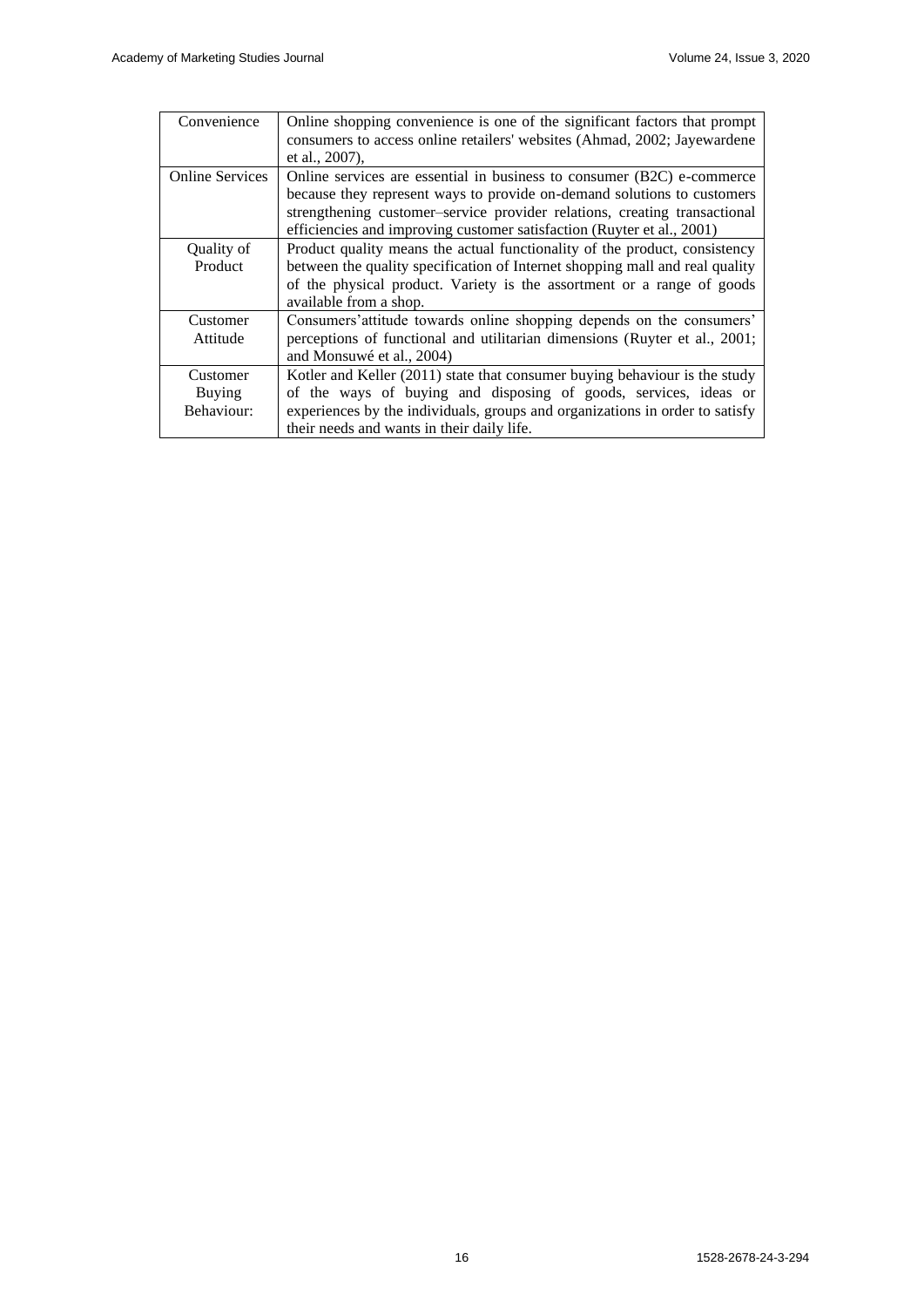| | |
|---|---|
| Convenience | Online shopping convenience is one of the significant factors that prompt consumers to access online retailers' websites (Ahmad, 2002; Jayewardene et al., 2007), |
| Online Services | Online services are essential in business to consumer (B2C) e-commerce because they represent ways to provide on-demand solutions to customers strengthening customer–service provider relations, creating transactional efficiencies and improving customer satisfaction (Ruyter et al., 2001) |
| Quality of Product | Product quality means the actual functionality of the product, consistency between the quality specification of Internet shopping mall and real quality of the physical product. Variety is the assortment or a range of goods available from a shop. |
| Customer Attitude | Consumers'attitude towards online shopping depends on the consumers' perceptions of functional and utilitarian dimensions (Ruyter et al., 2001; and Monsuwé et al., 2004) |
| Customer Buying Behaviour: | Kotler and Keller (2011) state that consumer buying behaviour is the study of the ways of buying and disposing of goods, services, ideas or experiences by the individuals, groups and organizations in order to satisfy their needs and wants in their daily life. |